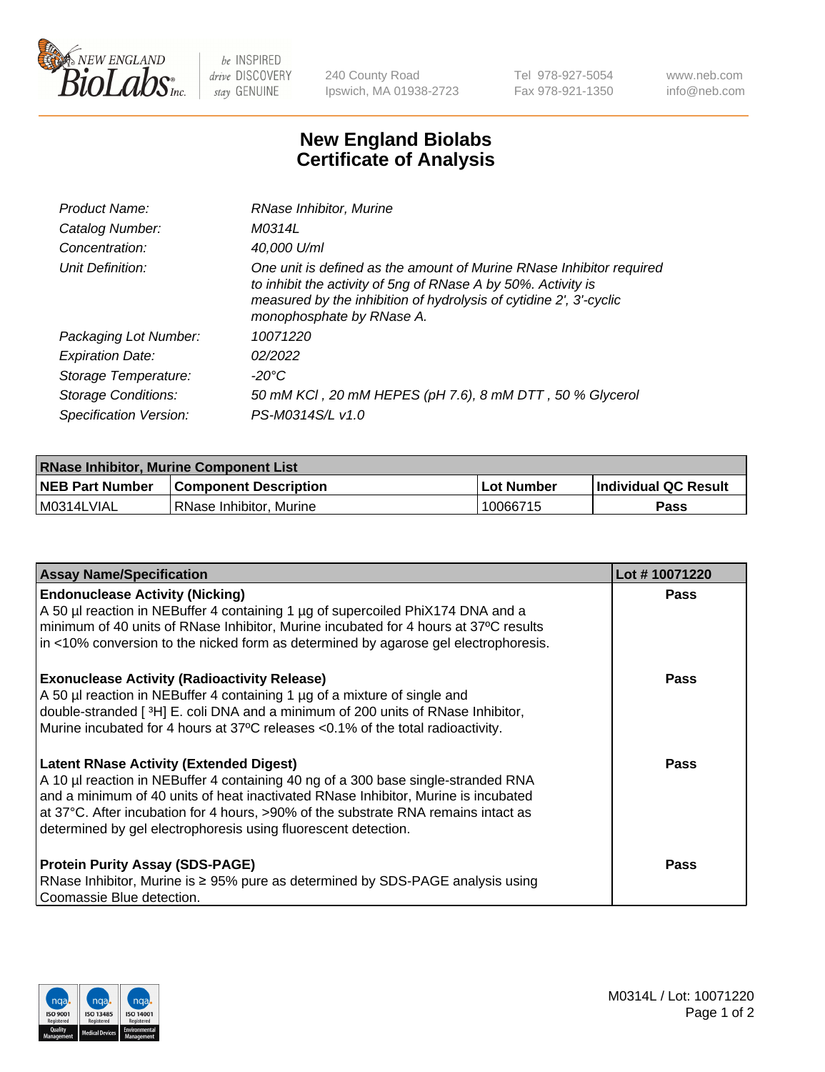New England BioLabs Inc. — be INSPIRED drive DISCOVERY stay GENUINE

240 County Road
Ipswich, MA 01938-2723

Tel 978-927-5054
Fax 978-921-1350

www.neb.com
info@neb.com

# New England Biolabs Certificate of Analysis

| | |
|---|---|
| *Product Name:* | *RNase Inhibitor, Murine* |
| *Catalog Number:* | *M0314L* |
| *Concentration:* | *40,000 U/ml* |
| *Unit Definition:* | *One unit is defined as the amount of Murine RNase Inhibitor required to inhibit the activity of 5ng of RNase A by 50%. Activity is measured by the inhibition of hydrolysis of cytidine 2', 3'-cyclic monophosphate by RNase A.* |
| *Packaging Lot Number:* | *10071220* |
| *Expiration Date:* | *02/2022* |
| *Storage Temperature:* | *-20°C* |
| *Storage Conditions:* | *50 mM KCl , 20 mM HEPES (pH 7.6), 8 mM DTT , 50 % Glycerol* |
| *Specification Version:* | *PS-M0314S/L v1.0* |

| RNase Inhibitor, Murine Component List | | | |
|---|---|---|---|
| **NEB Part Number** | **Component Description** | **Lot Number** | **Individual QC Result** |
| M0314LVIAL | RNase Inhibitor, Murine | 10066715 | **Pass** |

| Assay Name/Specification | Lot # 10071220 |
|---|---|
| **Endonuclease Activity (Nicking)**<br>A 50 µl reaction in NEBuffer 4 containing 1 µg of supercoiled PhiX174 DNA and a minimum of 40 units of RNase Inhibitor, Murine incubated for 4 hours at 37ºC results in <10% conversion to the nicked form as determined by agarose gel electrophoresis. | **Pass** |
| **Exonuclease Activity (Radioactivity Release)**<br>A 50 µl reaction in NEBuffer 4 containing 1 µg of a mixture of single and double-stranded [ $^3$H] E. coli DNA and a minimum of 200 units of RNase Inhibitor, Murine incubated for 4 hours at 37ºC releases <0.1% of the total radioactivity. | **Pass** |
| **Latent RNase Activity (Extended Digest)**<br>A 10 µl reaction in NEBuffer 4 containing 40 ng of a 300 base single-stranded RNA and a minimum of 40 units of heat inactivated RNase Inhibitor, Murine is incubated at 37°C. After incubation for 4 hours, >90% of the substrate RNA remains intact as determined by gel electrophoresis using fluorescent detection. | **Pass** |
| **Protein Purity Assay (SDS-PAGE)**<br>RNase Inhibitor, Murine is ≥ 95% pure as determined by SDS-PAGE analysis using Coomassie Blue detection. | **Pass** |

M0314L / Lot: 10071220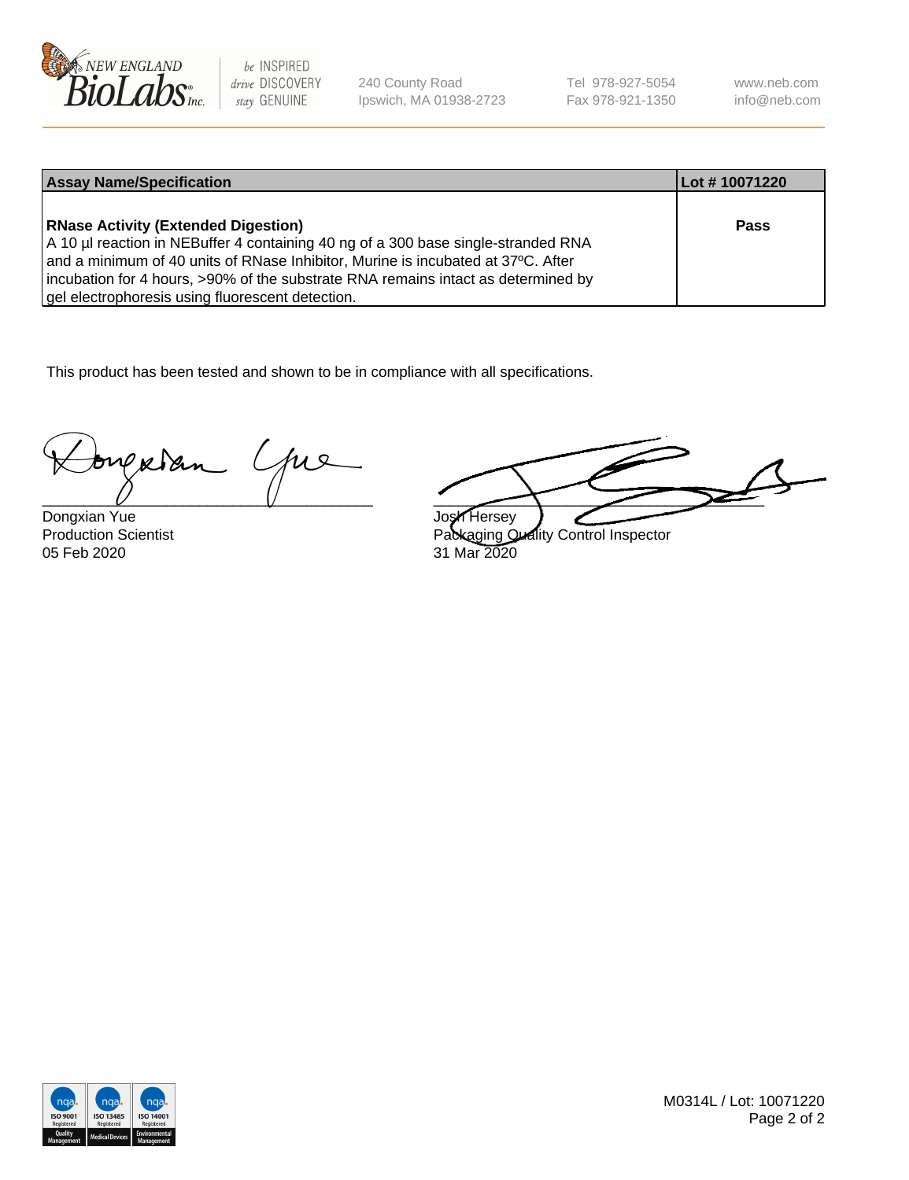240 County Road
Ipswich, MA 01938-2723

Tel 978-927-5054
Fax 978-921-1350

www.neb.com
info@neb.com

| Assay Name/Specification | Lot # 10071220 |
| --- | --- |
| **RNase Activity (Extended Digestion)**<br>A 10 µl reaction in NEBuffer 4 containing 40 ng of a 300 base single-stranded RNA and a minimum of 40 units of RNase Inhibitor, Murine is incubated at 37ºC. After incubation for 4 hours, >90% of the substrate RNA remains intact as determined by gel electrophoresis using fluorescent detection. | **Pass** |

This product has been tested and shown to be in compliance with all specifications.

Dongxian Yue
Production Scientist
05 Feb 2020

Josh Hersey
Packaging Quality Control Inspector
31 Mar 2020

M0314L / Lot: 10071220